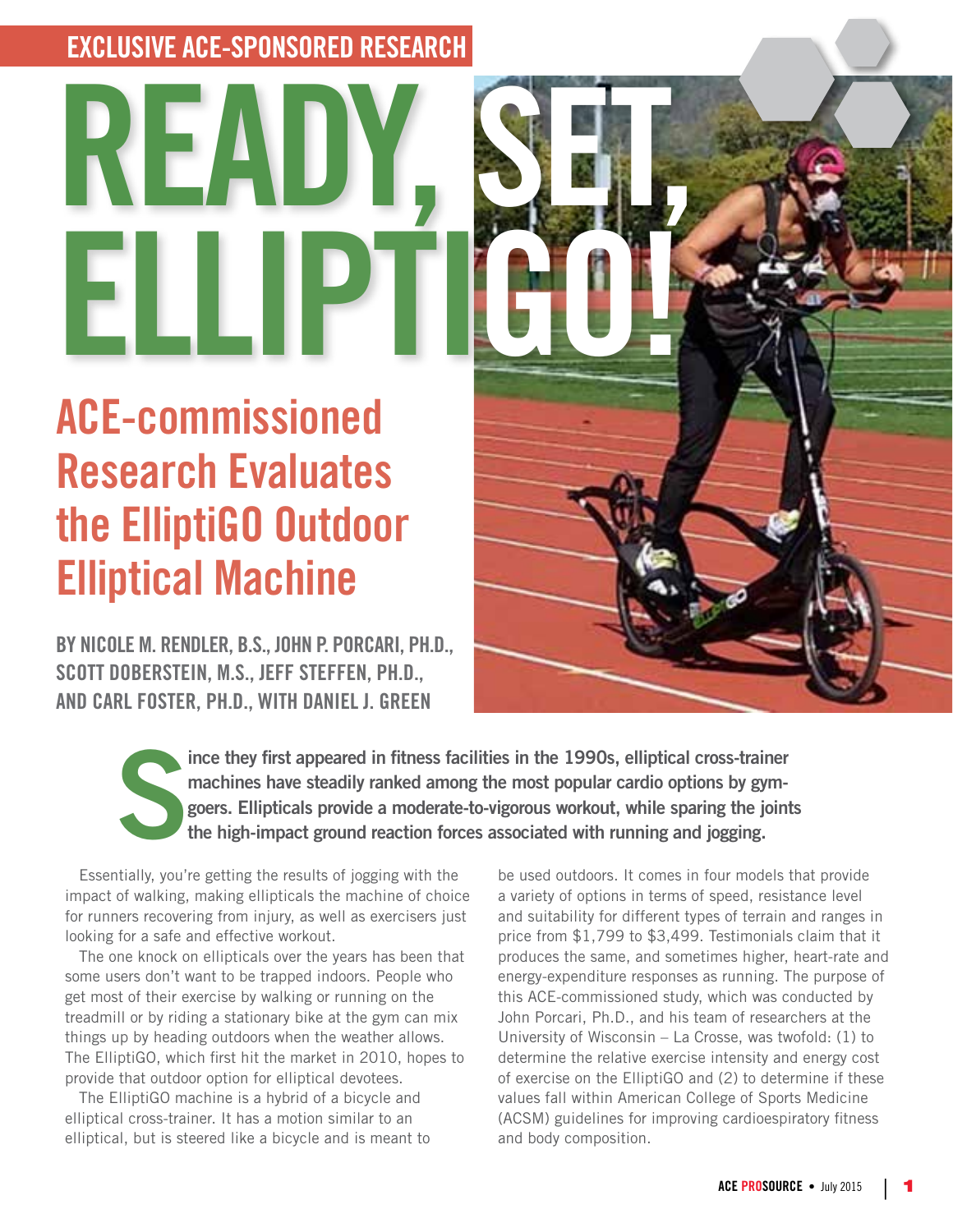EXCLUSIVE ACE-SPONSORED RESEARCH

# READY, SET, ELLIPTIGO!

## ACE-commissioned Research Evaluates the ElliptiGO Outdoor Elliptical Machine

**BY NICOLE M. RENDLER, B.S., JOHN P. PORCARI, PH.D., SCOTT DOBERSTEIN, M.S., JEFF STEFFEN, PH.D., AND CARL FOSTER, PH.D., WITH DANIEL J. GREEN**

**Since they first appeared in fitness facilities in the 1990s, elliptical cross-trainer machines have steadily ranked among the most popular cardio options by gym-goers. Ellipticals provide a moderate-to-vigorous workout, while sparing the joints the high-impact ground reaction forces associated with running and jogging.**

Essentially, you're getting the results of jogging with the impact of walking, making ellipticals the machine of choice for runners recovering from injury, as well as exercisers just looking for a safe and effective workout.

The one knock on ellipticals over the years has been that some users don't want to be trapped indoors. People who get most of their exercise by walking or running on the treadmill or by riding a stationary bike at the gym can mix things up by heading outdoors when the weather allows. The ElliptiGO, which first hit the market in 2010, hopes to provide that outdoor option for elliptical devotees.

The ElliptiGO machine is a hybrid of a bicycle and elliptical cross-trainer. It has a motion similar to an elliptical, but is steered like a bicycle and is meant to be used outdoors. It comes in four models that provide a variety of options in terms of speed, resistance level and suitability for different types of terrain and ranges in price from $1,799 to $3,499. Testimonials claim that it produces the same, and sometimes higher, heart-rate and energy-expenditure responses as running. The purpose of this ACE-commissioned study, which was conducted by John Porcari, Ph.D., and his team of researchers at the University of Wisconsin – La Crosse, was twofold: (1) to determine the relative exercise intensity and energy cost of exercise on the ElliptiGO and (2) to determine if these values fall within American College of Sports Medicine (ACSM) guidelines for improving cardioespiratory fitness and body composition.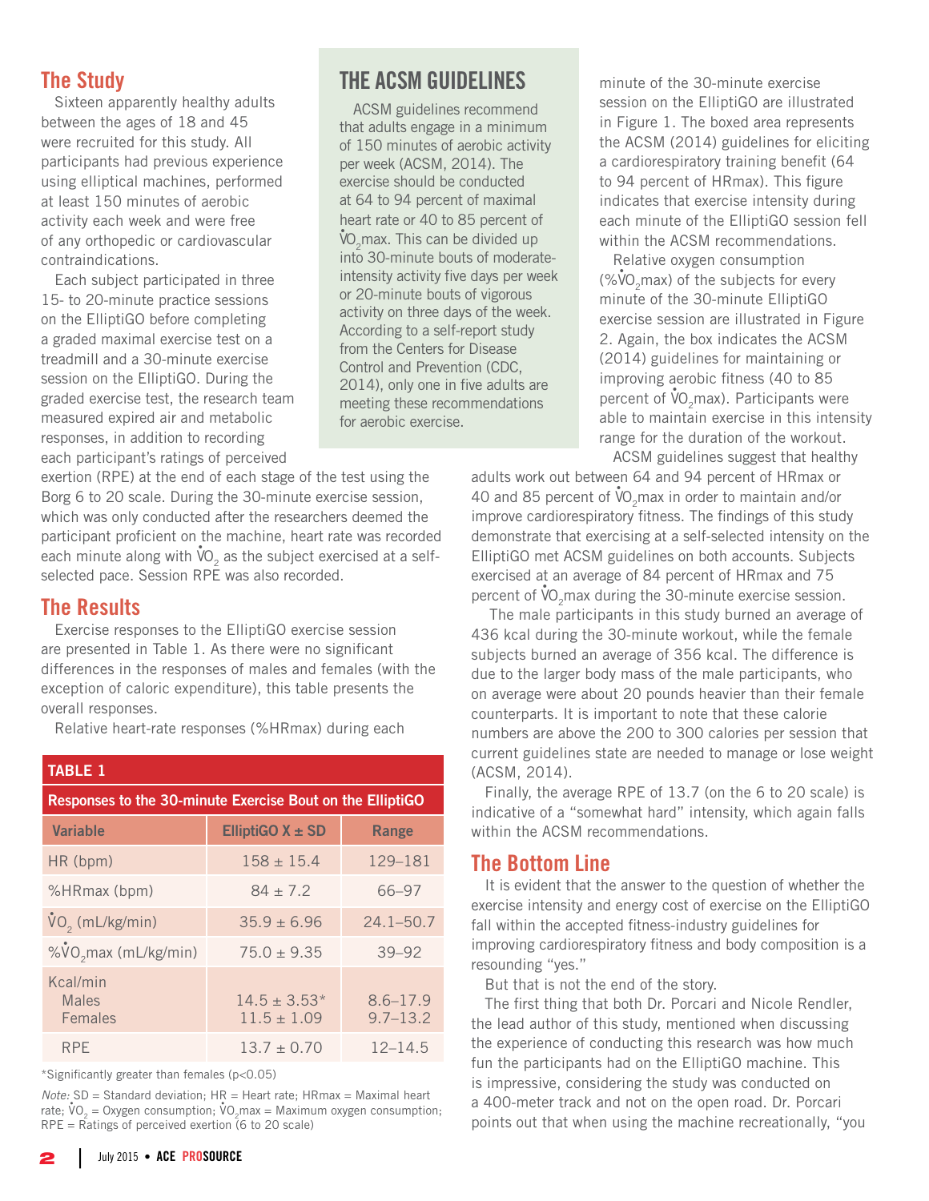## The Study

Sixteen apparently healthy adults between the ages of 18 and 45 were recruited for this study. All participants had previous experience using elliptical machines, performed at least 150 minutes of aerobic activity each week and were free of any orthopedic or cardiovascular contraindications.

Each subject participated in three 15- to 20-minute practice sessions on the ElliptiGO before completing a graded maximal exercise test on a treadmill and a 30-minute exercise session on the ElliptiGO. During the graded exercise test, the research team measured expired air and metabolic responses, in addition to recording each participant's ratings of perceived exertion (RPE) at the end of each stage of the test using the Borg 6 to 20 scale. During the 30-minute exercise session, which was only conducted after the researchers deemed the participant proficient on the machine, heart rate was recorded each minute along with $\dot{V}O_2$ as the subject exercised at a self-selected pace. Session RPE was also recorded.

## THE ACSM GUIDELINES

ACSM guidelines recommend that adults engage in a minimum of 150 minutes of aerobic activity per week (ACSM, 2014). The exercise should be conducted at 64 to 94 percent of maximal heart rate or 40 to 85 percent of $\dot{V}O_2$max. This can be divided up into 30-minute bouts of moderate-intensity activity five days per week or 20-minute bouts of vigorous activity on three days of the week. According to a self-report study from the Centers for Disease Control and Prevention (CDC, 2014), only one in five adults are meeting these recommendations for aerobic exercise.

## The Results

Exercise responses to the ElliptiGO exercise session are presented in Table 1. As there were no significant differences in the responses of males and females (with the exception of caloric expenditure), this table presents the overall responses.

Relative heart-rate responses (%HRmax) during each minute of the 30-minute exercise session on the ElliptiGO are illustrated in Figure 1. The boxed area represents the ACSM (2014) guidelines for eliciting a cardiorespiratory training benefit (64 to 94 percent of HRmax). This figure indicates that exercise intensity during each minute of the ElliptiGO session fell within the ACSM recommendations.

Relative oxygen consumption (%$\dot{V}O_2$max) of the subjects for every minute of the 30-minute ElliptiGO exercise session are illustrated in Figure 2. Again, the box indicates the ACSM (2014) guidelines for maintaining or improving aerobic fitness (40 to 85 percent of $\dot{V}O_2$max). Participants were able to maintain exercise in this intensity range for the duration of the workout.

**TABLE 1**

**Responses to the 30-minute Exercise Bout on the ElliptiGO**

| Variable | ElliptiGO X ± SD | Range |
|---|---|---|
| HR (bpm) | 158 ± 15.4 | 129–181 |
| %HRmax (bpm) | 84 ± 7.2 | 66–97 |
| $\dot{V}O_2$ (mL/kg/min) | 35.9 ± 6.96 | 24.1–50.7 |
| %$\dot{V}O_2$max (mL/kg/min) | 75.0 ± 9.35 | 39–92 |
| Kcal/min | | |
| Males | 14.5 ± 3.53* | 8.6–17.9 |
| Females | 11.5 ± 1.09 | 9.7–13.2 |
| RPE | 13.7 ± 0.70 | 12–14.5 |

*Significantly greater than females ($p<0.05$)

*Note:* SD = Standard deviation; HR = Heart rate; HRmax = Maximal heart rate; $\dot{V}O_2$ = Oxygen consumption; $\dot{V}O_2$max = Maximum oxygen consumption; RPE = Ratings of perceived exertion (6 to 20 scale)

ACSM guidelines suggest that healthy adults work out between 64 and 94 percent of HRmax or 40 and 85 percent of $\dot{V}O_2$max in order to maintain and/or improve cardiorespiratory fitness. The findings of this study demonstrate that exercising at a self-selected intensity on the ElliptiGO met ACSM guidelines on both accounts. Subjects exercised at an average of 84 percent of HRmax and 75 percent of $\dot{V}O_2$max during the 30-minute exercise session.

The male participants in this study burned an average of 436 kcal during the 30-minute workout, while the female subjects burned an average of 356 kcal. The difference is due to the larger body mass of the male participants, who on average were about 20 pounds heavier than their female counterparts. It is important to note that these calorie numbers are above the 200 to 300 calories per session that current guidelines state are needed to manage or lose weight (ACSM, 2014).

Finally, the average RPE of 13.7 (on the 6 to 20 scale) is indicative of a "somewhat hard" intensity, which again falls within the ACSM recommendations.

## The Bottom Line

It is evident that the answer to the question of whether the exercise intensity and energy cost of exercise on the ElliptiGO fall within the accepted fitness-industry guidelines for improving cardiorespiratory fitness and body composition is a resounding "yes."

But that is not the end of the story.

The first thing that both Dr. Porcari and Nicole Rendler, the lead author of this study, mentioned when discussing the experience of conducting this research was how much fun the participants had on the ElliptiGO machine. This is impressive, considering the study was conducted on a 400-meter track and not on the open road. Dr. Porcari points out that when using the machine recreationally, "you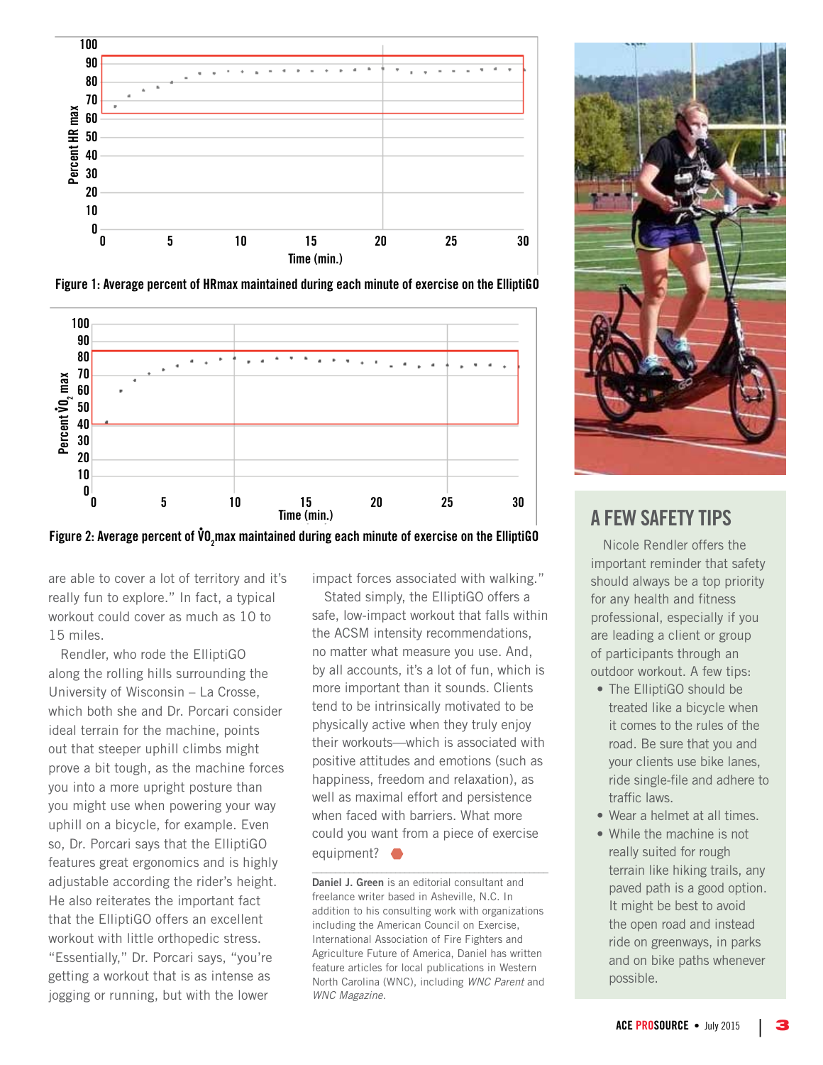100
90
80
70
60
50
40
30
20
10
0

Percent HR max

0 5 10 15 20 25 30

Time (min.)

**Figure 1: Average percent of HRmax maintained during each minute of exercise on the ElliptiGO**

100
90
80
70
60
50
40
30
20
10
0

Percent $\dot{V}O_2$ max

0 5 10 15 20 25 30

Time (min.)

**Figure 2: Average percent of $\dot{V}O_2$max maintained during each minute of exercise on the ElliptiGO**

are able to cover a lot of territory and it's really fun to explore." In fact, a typical workout could cover as much as 10 to 15 miles.

Rendler, who rode the ElliptiGO along the rolling hills surrounding the University of Wisconsin – La Crosse, which both she and Dr. Porcari consider ideal terrain for the machine, points out that steeper uphill climbs might prove a bit tough, as the machine forces you into a more upright posture than you might use when powering your way uphill on a bicycle, for example. Even so, Dr. Porcari says that the ElliptiGO features great ergonomics and is highly adjustable according the rider's height. He also reiterates the important fact that the ElliptiGO offers an excellent workout with little orthopedic stress. "Essentially," Dr. Porcari says, "you're getting a workout that is as intense as jogging or running, but with the lower impact forces associated with walking."

Stated simply, the ElliptiGO offers a safe, low-impact workout that falls within the ACSM intensity recommendations, no matter what measure you use. And, by all accounts, it's a lot of fun, which is more important than it sounds. Clients tend to be intrinsically motivated to be physically active when they truly enjoy their workouts—which is associated with positive attitudes and emotions (such as happiness, freedom and relaxation), as well as maximal effort and persistence when faced with barriers. What more could you want from a piece of exercise equipment?

**Daniel J. Green** is an editorial consultant and freelance writer based in Asheville, N.C. In addition to his consulting work with organizations including the American Council on Exercise, International Association of Fire Fighters and Agriculture Future of America, Daniel has written feature articles for local publications in Western North Carolina (WNC), including *WNC Parent* and *WNC Magazine*.

## A FEW SAFETY TIPS

Nicole Rendler offers the important reminder that safety should always be a top priority for any health and fitness professional, especially if you are leading a client or group of participants through an outdoor workout. A few tips:

- The ElliptiGO should be treated like a bicycle when it comes to the rules of the road. Be sure that you and your clients use bike lanes, ride single-file and adhere to traffic laws.
- Wear a helmet at all times.
- While the machine is not really suited for rough terrain like hiking trails, any paved path is a good option. It might be best to avoid the open road and instead ride on greenways, in parks and on bike paths whenever possible.